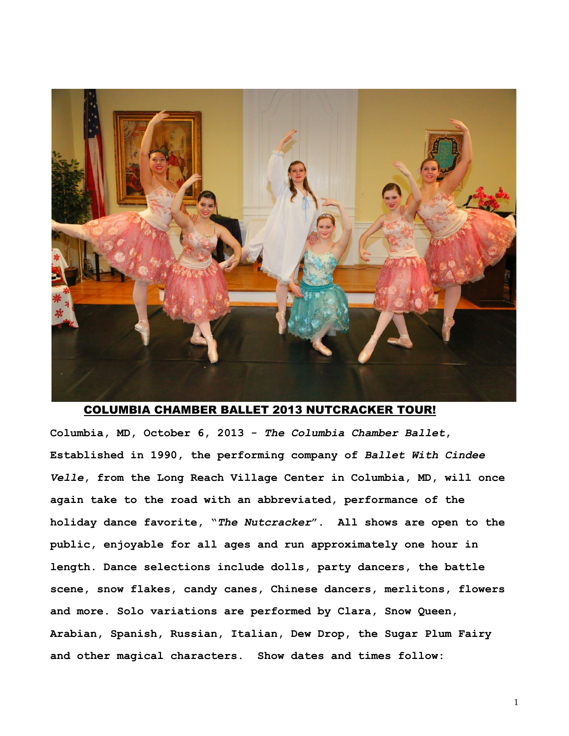## COLUMBIA CHAMBER BALLET 2013 NUTCRACKER TOUR!

**Columbia, MD, October 6, 2013 - *The Columbia Chamber Ballet*, Established in 1990, the performing company of *Ballet With Cindee Velle*, from the Long Reach Village Center in Columbia, MD, will once again take to the road with an abbreviated, performance of the holiday dance favorite, "*The Nutcracker*". All shows are open to the public, enjoyable for all ages and run approximately one hour in length. Dance selections include dolls, party dancers, the battle scene, snow flakes, candy canes, Chinese dancers, merlitons, flowers and more. Solo variations are performed by Clara, Snow Queen, Arabian, Spanish, Russian, Italian, Dew Drop, the Sugar Plum Fairy and other magical characters. Show dates and times follow:**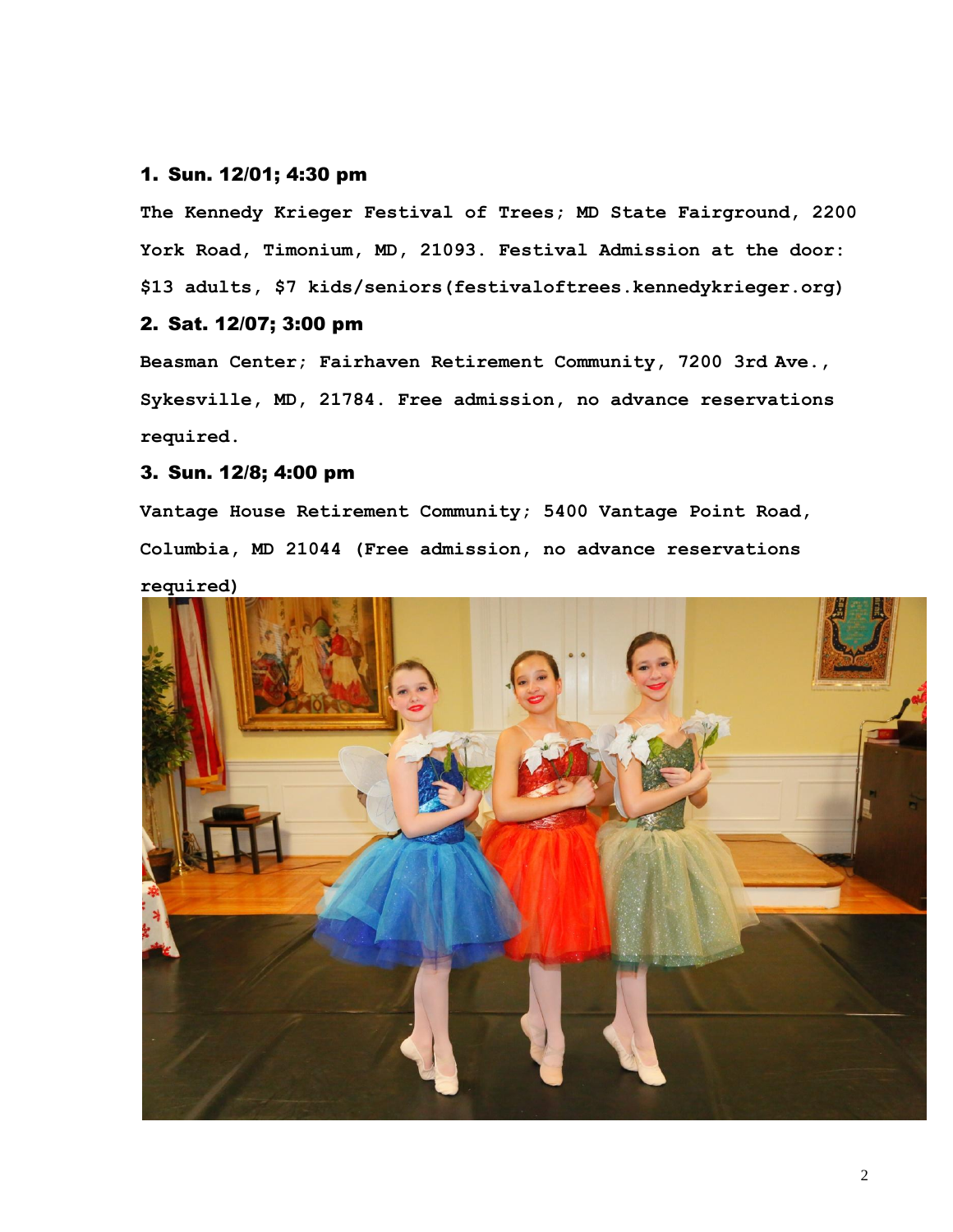### 1. Sun. 12/01; 4:30 pm

**The Kennedy Krieger Festival of Trees; MD State Fairground, 2200 York Road, Timonium, MD, 21093. Festival Admission at the door: $13 adults, $7 kids/seniors(festivaloftrees.kennedykrieger.org)**

### 2. Sat. 12/07; 3:00 pm

**Beasman Center; Fairhaven Retirement Community, 7200 3rd Ave., Sykesville, MD, 21784. Free admission, no advance reservations required.**

### 3. Sun. 12/8; 4:00 pm

**Vantage House Retirement Community; 5400 Vantage Point Road, Columbia, MD 21044 (Free admission, no advance reservations required)**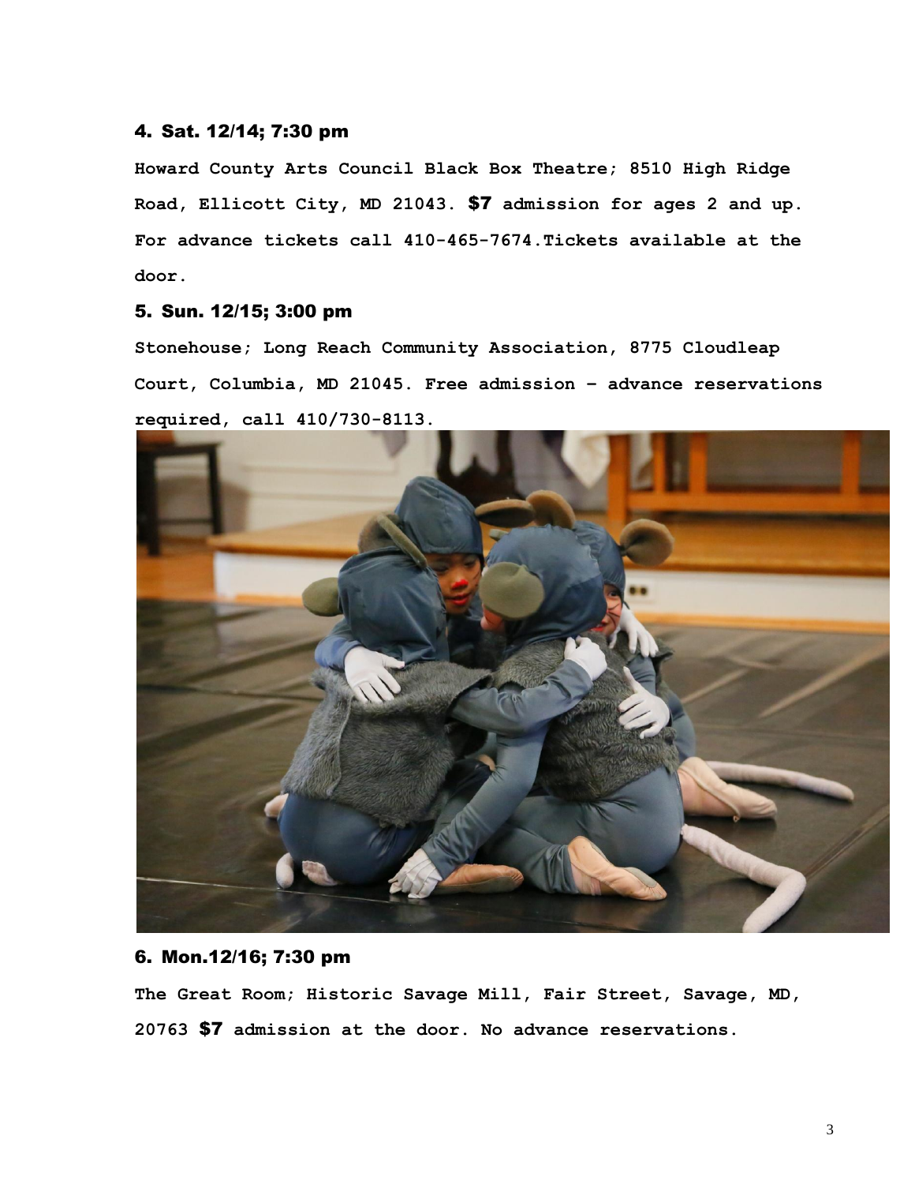#### 4. Sat. 12/14; 7:30 pm

**Howard County Arts Council Black Box Theatre; 8510 High Ridge Road, Ellicott City, MD 21043. $7 admission for ages 2 and up. For advance tickets call 410-465-7674.Tickets available at the door.**

#### 5. Sun. 12/15; 3:00 pm

**Stonehouse; Long Reach Community Association, 8775 Cloudleap Court, Columbia, MD 21045. Free admission – advance reservations required, call 410/730-8113.**

#### 6. Mon.12/16; 7:30 pm

**The Great Room; Historic Savage Mill, Fair Street, Savage, MD, 20763 $7 admission at the door. No advance reservations.**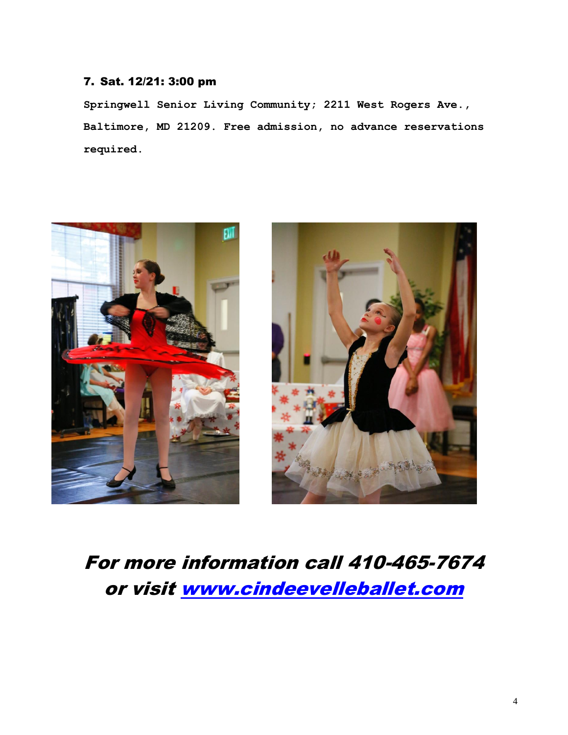**7. Sat. 12/21: 3:00 pm**

**Springwell Senior Living Community; 2211 West Rogers Ave., Baltimore, MD 21209. Free admission, no advance reservations required.**

***For more information call 410-465-7674 or visit [www.cindeevelleballet.com](http://www.cindeevelleballet.com)***